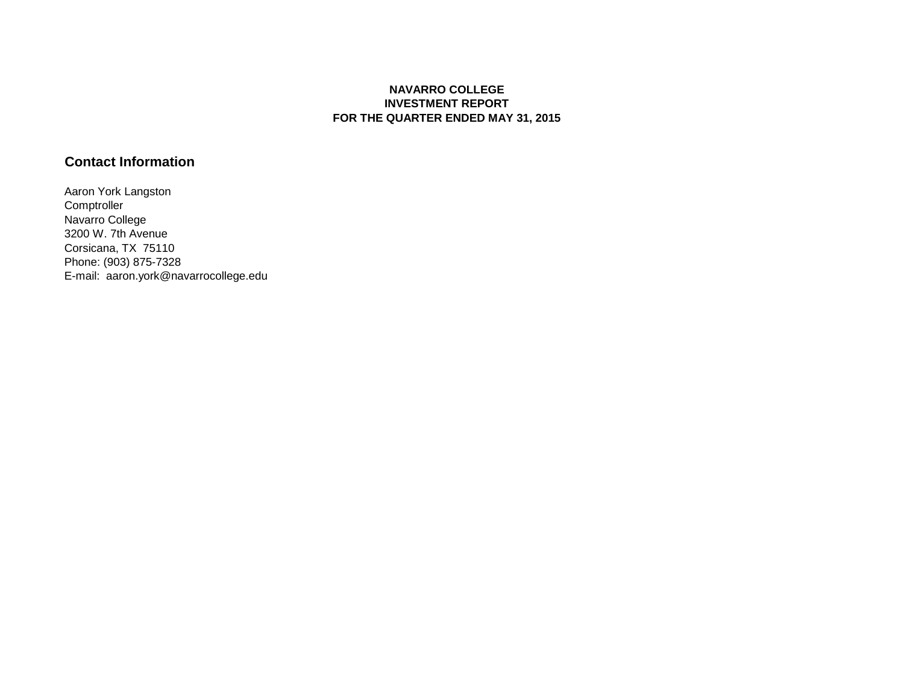# NAVARRO COLLEGE
# INVESTMENT REPORT
# FOR THE QUARTER ENDED MAY 31, 2015

## Contact Information

Aaron York Langston
Comptroller
Navarro College
3200 W. 7th Avenue
Corsicana, TX  75110
Phone: (903) 875-7328
E-mail:  aaron.york@navarrocollege.edu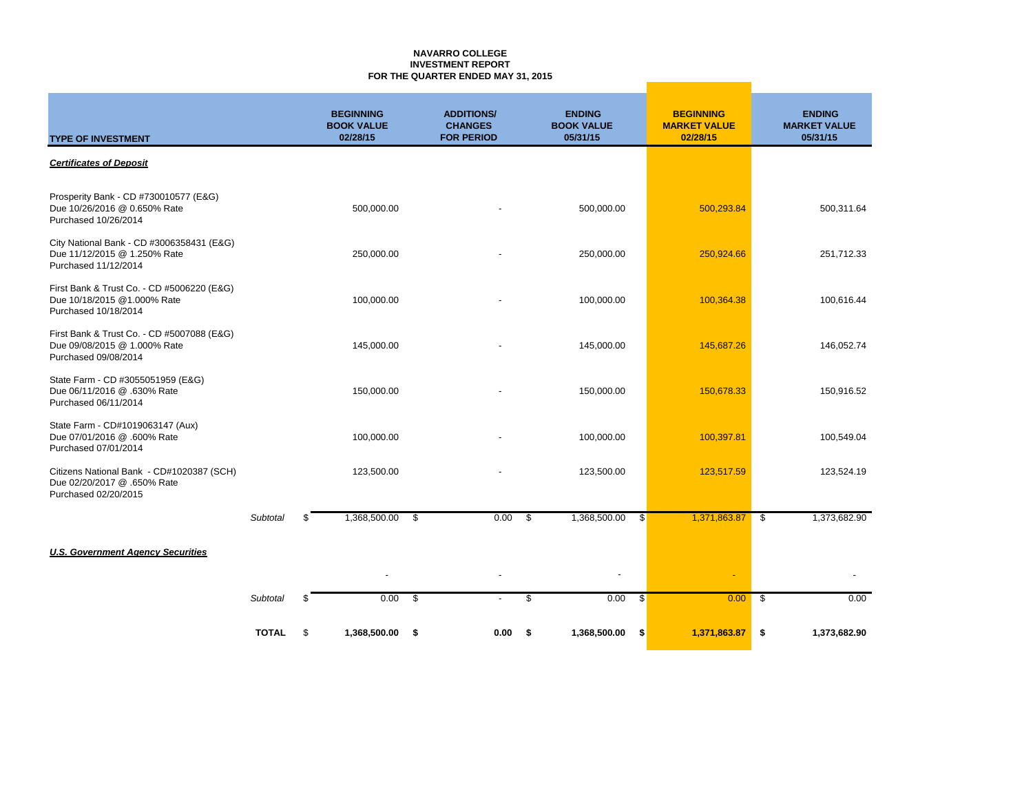**NAVARRO COLLEGE**
**INVESTMENT REPORT**
**FOR THE QUARTER ENDED MAY 31, 2015**

| TYPE OF INVESTMENT | | BEGINNING BOOK VALUE 02/28/15 | ADDITIONS/ CHANGES FOR PERIOD | ENDING BOOK VALUE 05/31/15 | BEGINNING MARKET VALUE 02/28/15 | ENDING MARKET VALUE 05/31/15 |
|---|---|---|---|---|---|---|
| ***Certificates of Deposit*** | | | | | | |
| Prosperity Bank - CD #730010577 (E&G) Due 10/26/2016 @ 0.650% Rate Purchased 10/26/2014 | | 500,000.00 | - | 500,000.00 | 500,293.84 | 500,311.64 |
| City National Bank - CD #3006358431 (E&G) Due 11/12/2015 @ 1.250% Rate Purchased 11/12/2014 | | 250,000.00 | - | 250,000.00 | 250,924.66 | 251,712.33 |
| First Bank & Trust Co. - CD #5006220 (E&G) Due 10/18/2015 @1.000% Rate Purchased 10/18/2014 | | 100,000.00 | - | 100,000.00 | 100,364.38 | 100,616.44 |
| First Bank & Trust Co. - CD #5007088 (E&G) Due 09/08/2015 @ 1.000% Rate Purchased 09/08/2014 | | 145,000.00 | - | 145,000.00 | 145,687.26 | 146,052.74 |
| State Farm - CD #3055051959 (E&G) Due 06/11/2016 @ .630% Rate Purchased 06/11/2014 | | 150,000.00 | - | 150,000.00 | 150,678.33 | 150,916.52 |
| State Farm - CD#1019063147 (Aux) Due 07/01/2016 @ .600% Rate Purchased 07/01/2014 | | 100,000.00 | - | 100,000.00 | 100,397.81 | 100,549.04 |
| Citizens National Bank - CD#1020387 (SCH) Due 02/20/2017 @ .650% Rate Purchased 02/20/2015 | | 123,500.00 | - | 123,500.00 | 123,517.59 | 123,524.19 |
| | *Subtotal* | $ 1,368,500.00 | $ 0.00 | $ 1,368,500.00 | $ 1,371,863.87 | $ 1,373,682.90 |
| ***U.S. Government Agency Securities*** | | | | | | |
| | | - | - | - | - | - |
| | *Subtotal* | $ 0.00 | $ - | $ 0.00 | $ 0.00 | $ 0.00 |
| | **TOTAL** | $ **1,368,500.00** | **$ 0.00** | **$ 1,368,500.00** | **$ 1,371,863.87** | **$ 1,373,682.90** |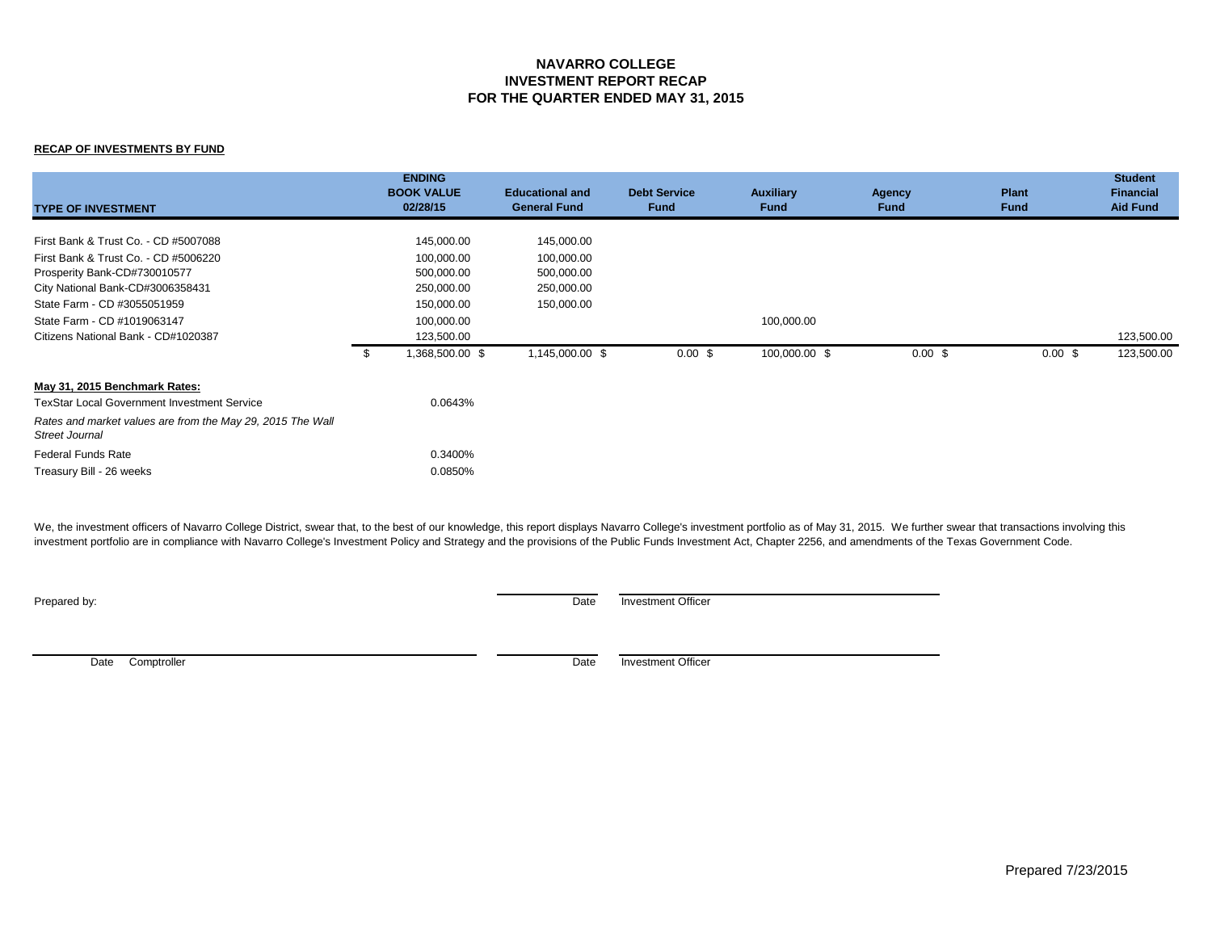# NAVARRO COLLEGE
## INVESTMENT REPORT RECAP
## FOR THE QUARTER ENDED MAY 31, 2015

**RECAP OF INVESTMENTS BY FUND**

| TYPE OF INVESTMENT | ENDING BOOK VALUE 02/28/15 | Educational and General Fund | Debt Service Fund | Auxiliary Fund | Agency Fund | Plant Fund | Student Financial Aid Fund |
|---|---|---|---|---|---|---|---|
| First Bank & Trust Co. - CD #5007088 | 145,000.00 | 145,000.00 | | | | | |
| First Bank & Trust Co. - CD #5006220 | 100,000.00 | 100,000.00 | | | | | |
| Prosperity Bank-CD#730010577 | 500,000.00 | 500,000.00 | | | | | |
| City National Bank-CD#3006358431 | 250,000.00 | 250,000.00 | | | | | |
| State Farm - CD #3055051959 | 150,000.00 | 150,000.00 | | | | | |
| State Farm - CD #1019063147 | 100,000.00 | | | 100,000.00 | | | |
| Citizens National Bank - CD#1020387 | 123,500.00 | | | | | | 123,500.00 |
| | $ 1,368,500.00 | $ 1,145,000.00 | $ 0.00 | $ 100,000.00 | $ 0.00 | $ 0.00 | $ 123,500.00 |

**May 31, 2015 Benchmark Rates:**

| | |
|---|---|
| TexStar Local Government Investment Service | 0.0643% |
| *Rates and market values are from the May 29, 2015 The Wall Street Journal* | |
| Federal Funds Rate | 0.3400% |
| Treasury Bill - 26 weeks | 0.0850% |

We, the investment officers of Navarro College District, swear that, to the best of our knowledge, this report displays Navarro College's investment portfolio as of May 31, 2015. We further swear that transactions involving this investment portfolio are in compliance with Navarro College's Investment Policy and Strategy and the provisions of the Public Funds Investment Act, Chapter 2256, and amendments of the Texas Government Code.

Prepared by: _______________ Date _______________ Investment Officer

_______________ Date Comptroller _______________ Date _______________ Investment Officer

Prepared 7/23/2015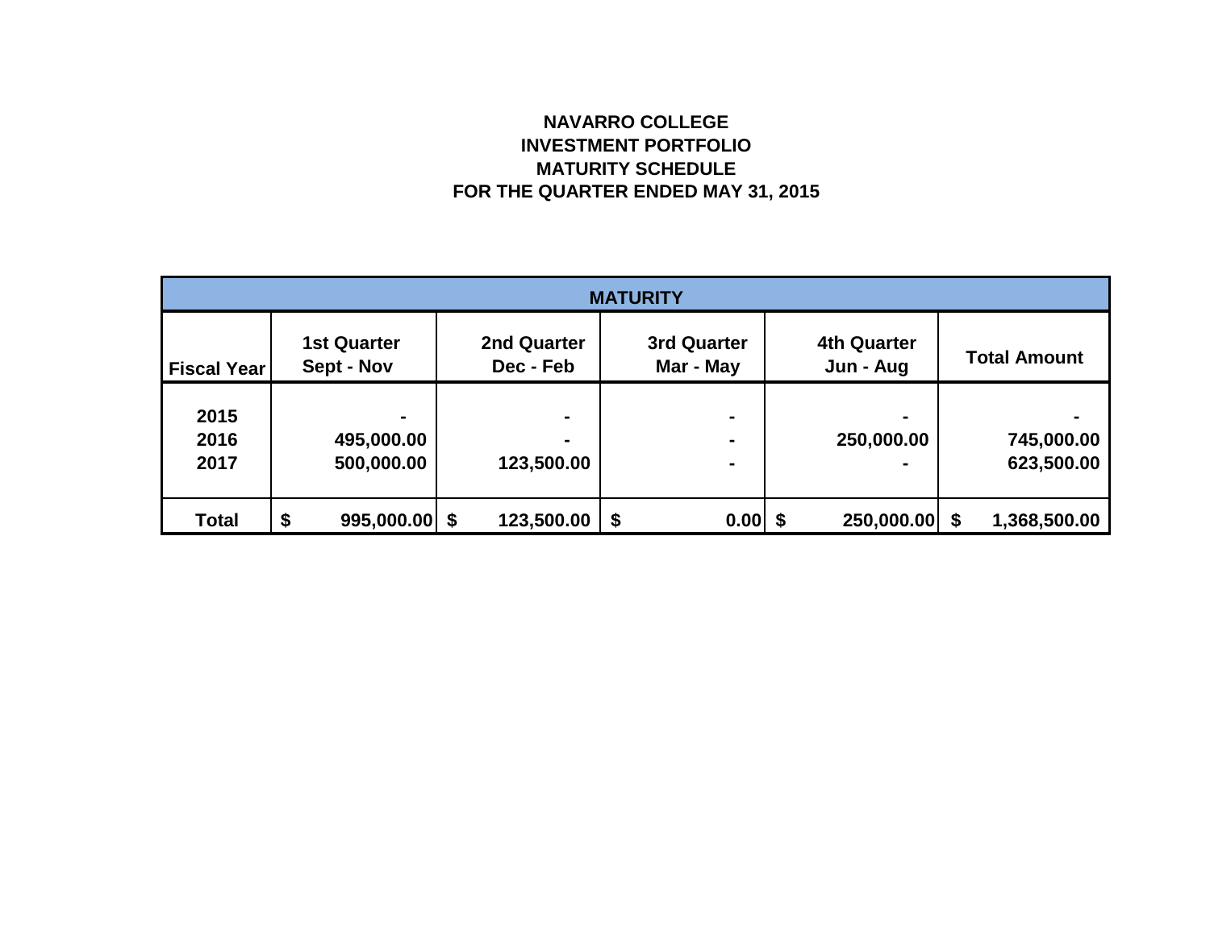# NAVARRO COLLEGE
## INVESTMENT PORTFOLIO
## MATURITY SCHEDULE
## FOR THE QUARTER ENDED MAY 31, 2015

| MATURITY | | | | | |
|---|---|---|---|---|---|
| **Fiscal Year** | **1st Quarter Sept - Nov** | **2nd Quarter Dec - Feb** | **3rd Quarter Mar - May** | **4th Quarter Jun - Aug** | **Total Amount** |
| **2015** | **-** | **-** | **-** | **-** | **-** |
| **2016** | **495,000.00** | **-** | **-** | **250,000.00** | **745,000.00** |
| **2017** | **500,000.00** | **123,500.00** | **-** | **-** | **623,500.00** |
| **Total** | **$ 995,000.00** | **$ 123,500.00** | **$ 0.00** | **$ 250,000.00** | **$ 1,368,500.00** |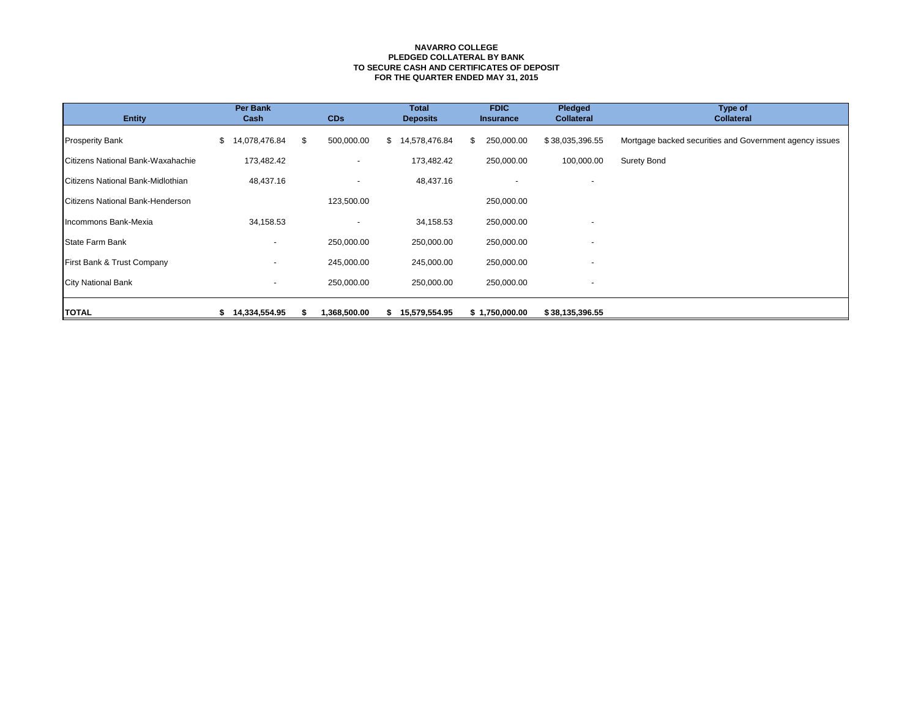**NAVARRO COLLEGE**
**PLEDGED COLLATERAL BY BANK**
**TO SECURE CASH AND CERTIFICATES OF DEPOSIT**
**FOR THE QUARTER ENDED MAY 31, 2015**

| Entity | Per Bank Cash | CDs | Total Deposits | FDIC Insurance | Pledged Collateral | Type of Collateral |
|---|---|---|---|---|---|---|
| Prosperity Bank | $ 14,078,476.84 | $ 500,000.00 | $ 14,578,476.84 | $ 250,000.00 | $ 38,035,396.55 | Mortgage backed securities and Government agency issues |
| Citizens National Bank-Waxahachie | 173,482.42 | - | 173,482.42 | 250,000.00 | 100,000.00 | Surety Bond |
| Citizens National Bank-Midlothian | 48,437.16 | - | 48,437.16 | - | - | |
| Citizens National Bank-Henderson | | 123,500.00 | | 250,000.00 | | |
| Incommons Bank-Mexia | 34,158.53 | - | 34,158.53 | 250,000.00 | - | |
| State Farm Bank | - | 250,000.00 | 250,000.00 | 250,000.00 | - | |
| First Bank & Trust Company | - | 245,000.00 | 245,000.00 | 250,000.00 | - | |
| City National Bank | - | 250,000.00 | 250,000.00 | 250,000.00 | - | |
| **TOTAL** | **$ 14,334,554.95** | **$ 1,368,500.00** | **$ 15,579,554.95** | **$ 1,750,000.00** | **$ 38,135,396.55** | |